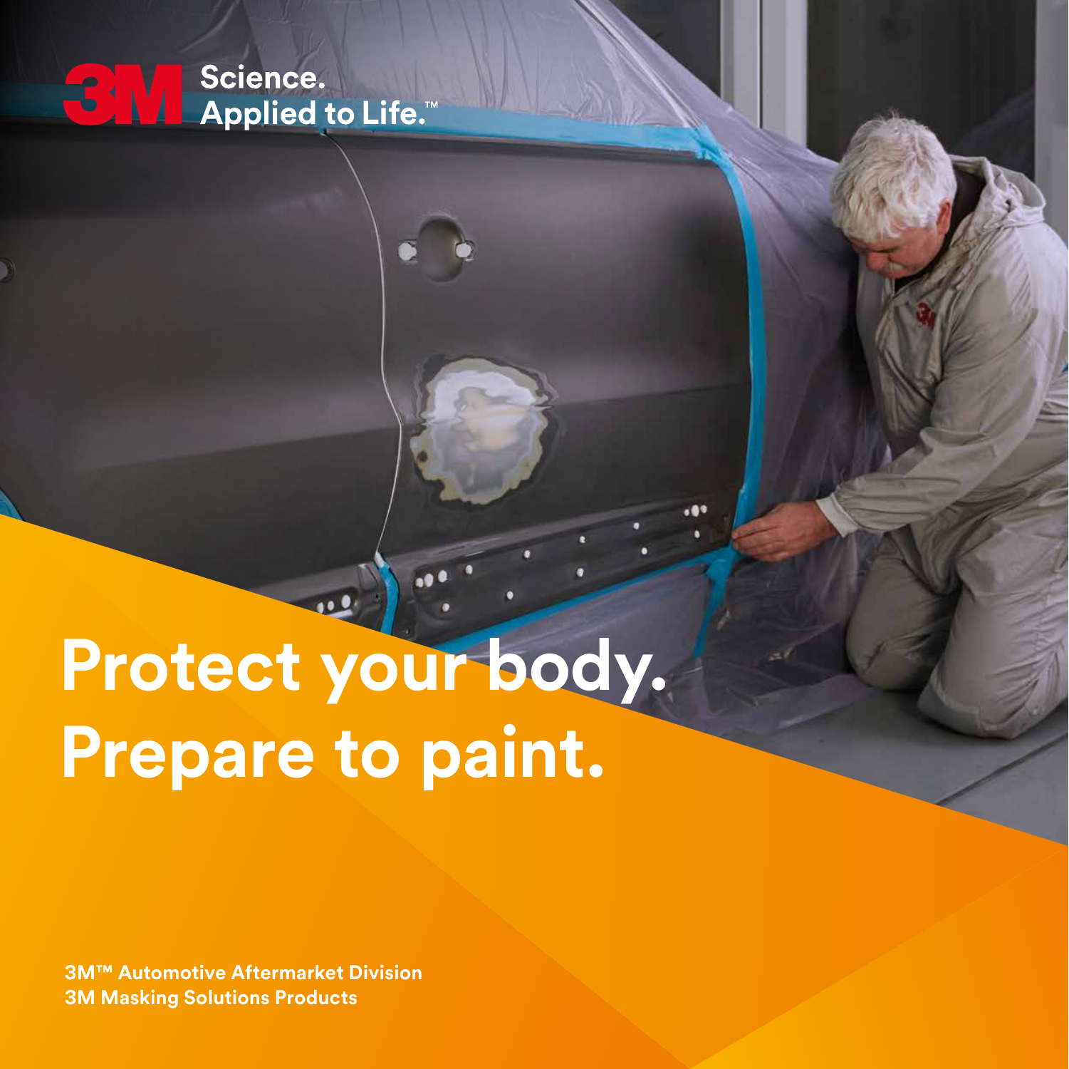3M Science. Applied to Life.™

# Protect your body. Prepare to paint.

**3M™ Automotive Aftermarket Division**
**3M Masking Solutions Products**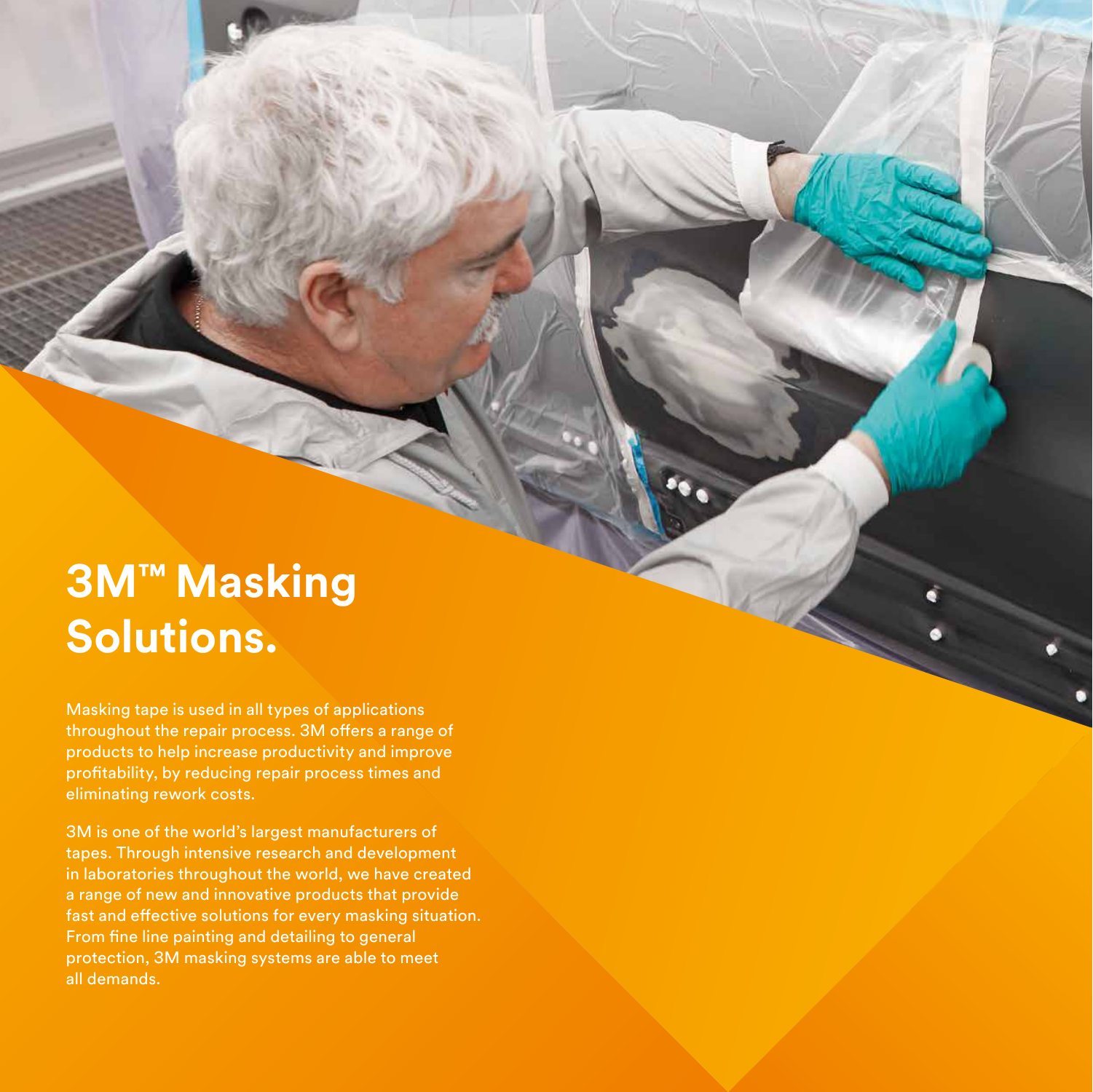# 3M™ Masking Solutions.

Masking tape is used in all types of applications throughout the repair process. 3M offers a range of products to help increase productivity and improve profitability, by reducing repair process times and eliminating rework costs.

3M is one of the world's largest manufacturers of tapes. Through intensive research and development in laboratories throughout the world, we have created a range of new and innovative products that provide fast and effective solutions for every masking situation. From fine line painting and detailing to general protection, 3M masking systems are able to meet all demands.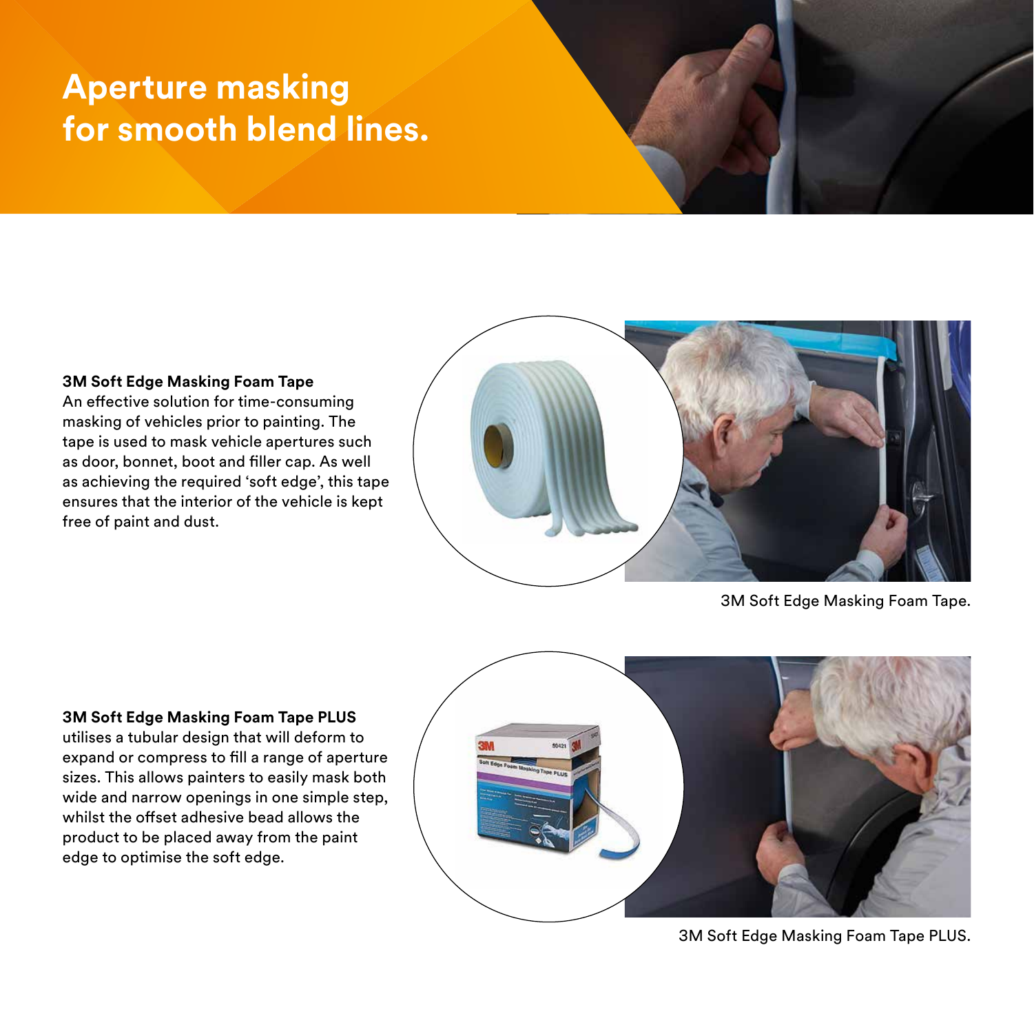# Aperture masking for smooth blend lines.

**3M Soft Edge Masking Foam Tape**
An effective solution for time-consuming masking of vehicles prior to painting. The tape is used to mask vehicle apertures such as door, bonnet, boot and filler cap. As well as achieving the required 'soft edge', this tape ensures that the interior of the vehicle is kept free of paint and dust.

3M Soft Edge Masking Foam Tape.

**3M Soft Edge Masking Foam Tape PLUS** utilises a tubular design that will deform to expand or compress to fill a range of aperture sizes. This allows painters to easily mask both wide and narrow openings in one simple step, whilst the offset adhesive bead allows the product to be placed away from the paint edge to optimise the soft edge.

3M Soft Edge Masking Foam Tape PLUS.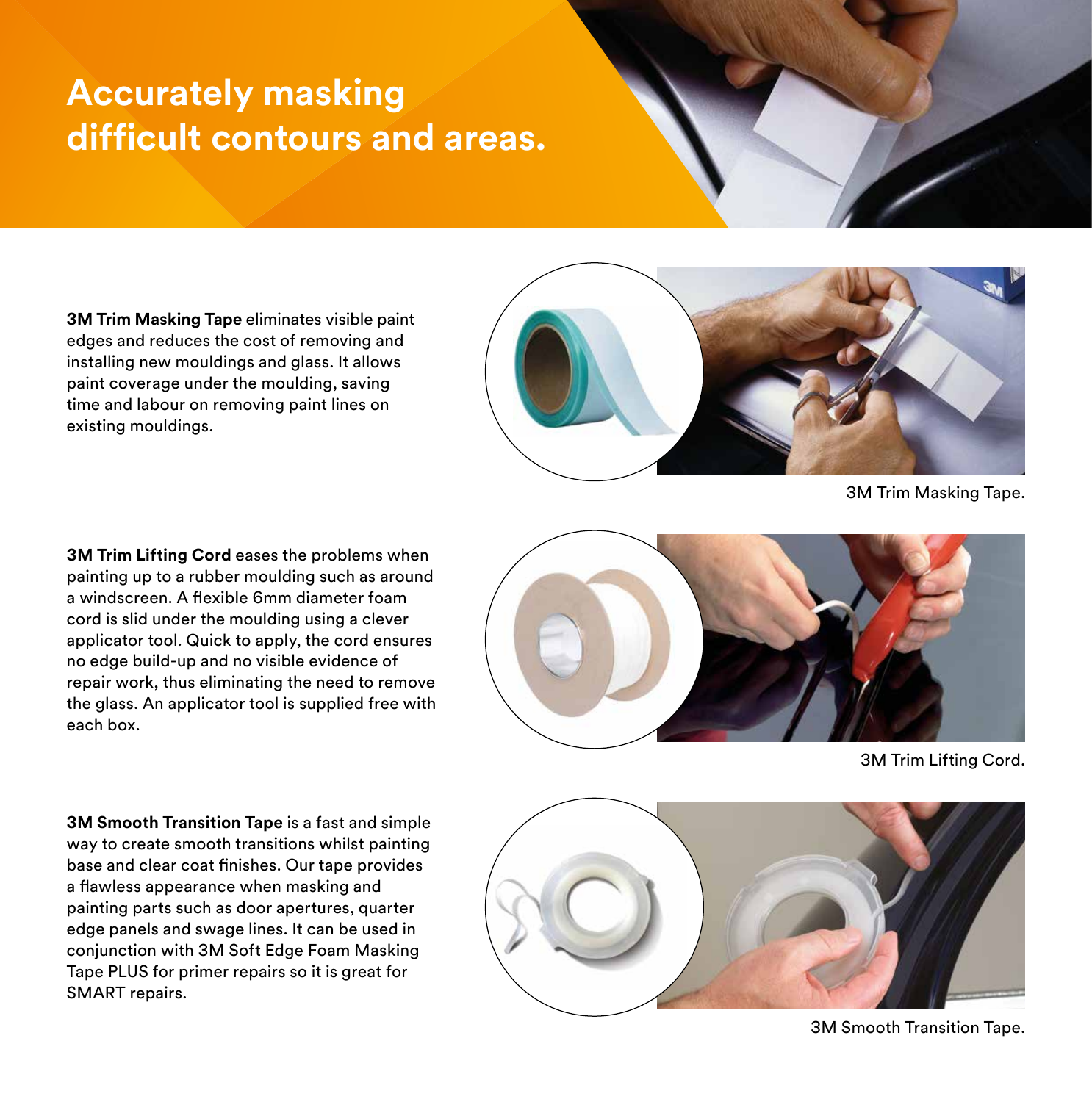# Accurately masking difficult contours and areas.

**3M Trim Masking Tape** eliminates visible paint edges and reduces the cost of removing and installing new mouldings and glass. It allows paint coverage under the moulding, saving time and labour on removing paint lines on existing mouldings.

3M Trim Masking Tape.

**3M Trim Lifting Cord** eases the problems when painting up to a rubber moulding such as around a windscreen. A flexible 6mm diameter foam cord is slid under the moulding using a clever applicator tool. Quick to apply, the cord ensures no edge build-up and no visible evidence of repair work, thus eliminating the need to remove the glass. An applicator tool is supplied free with each box.

3M Trim Lifting Cord.

**3M Smooth Transition Tape** is a fast and simple way to create smooth transitions whilst painting base and clear coat finishes. Our tape provides a flawless appearance when masking and painting parts such as door apertures, quarter edge panels and swage lines. It can be used in conjunction with 3M Soft Edge Foam Masking Tape PLUS for primer repairs so it is great for SMART repairs.

3M Smooth Transition Tape.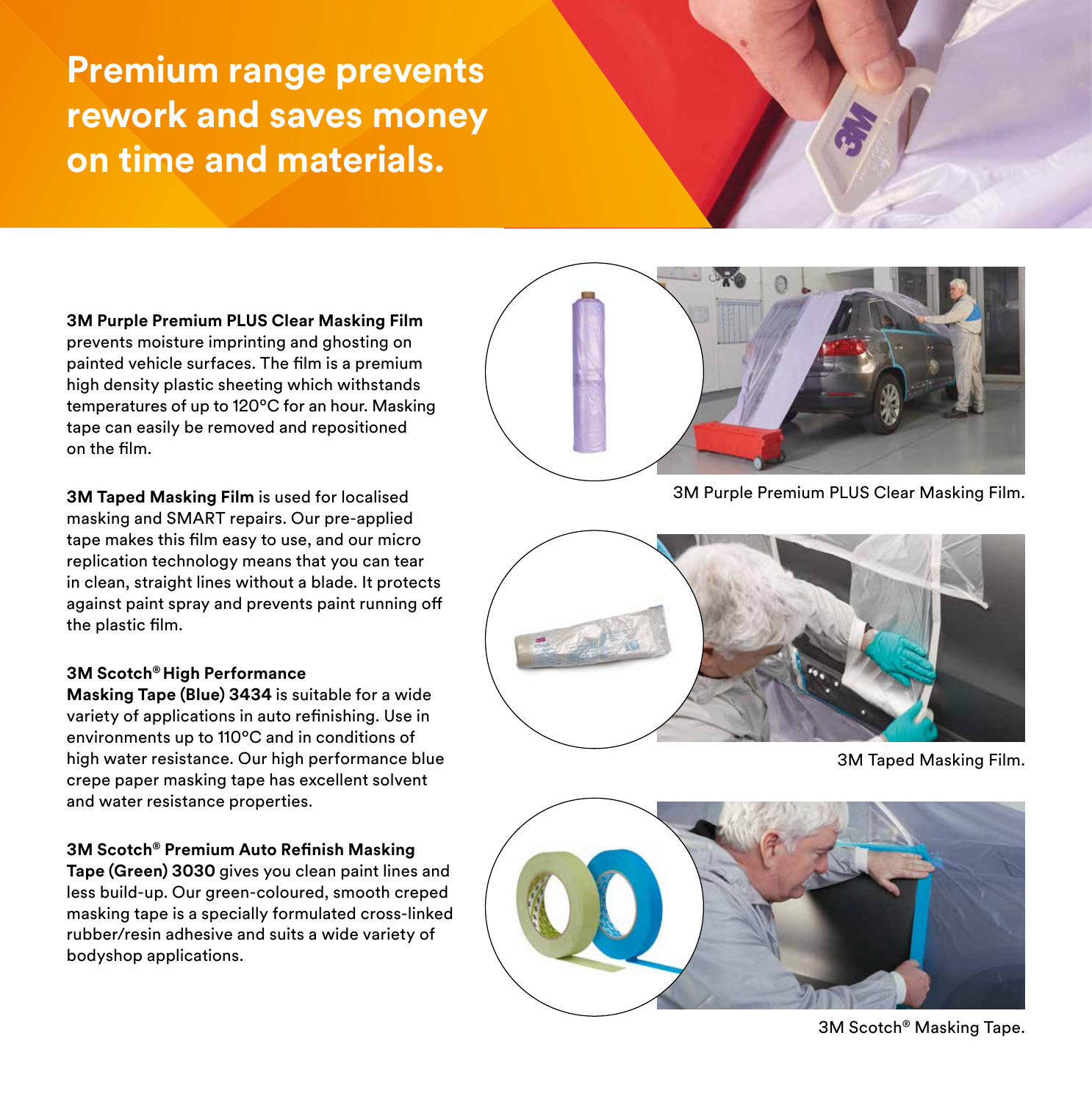# Premium range prevents rework and saves money on time and materials.

**3M Purple Premium PLUS Clear Masking Film** prevents moisture imprinting and ghosting on painted vehicle surfaces. The film is a premium high density plastic sheeting which withstands temperatures of up to 120°C for an hour. Masking tape can easily be removed and repositioned on the film.

**3M Taped Masking Film** is used for localised masking and SMART repairs. Our pre-applied tape makes this film easy to use, and our micro replication technology means that you can tear in clean, straight lines without a blade. It protects against paint spray and prevents paint running off the plastic film.

**3M Scotch® High Performance Masking Tape (Blue) 3434** is suitable for a wide variety of applications in auto refinishing. Use in environments up to 110°C and in conditions of high water resistance. Our high performance blue crepe paper masking tape has excellent solvent and water resistance properties.

**3M Scotch® Premium Auto Refinish Masking Tape (Green) 3030** gives you clean paint lines and less build-up. Our green-coloured, smooth creped masking tape is a specially formulated cross-linked rubber/resin adhesive and suits a wide variety of bodyshop applications.

3M Purple Premium PLUS Clear Masking Film.

3M Taped Masking Film.

3M Scotch® Masking Tape.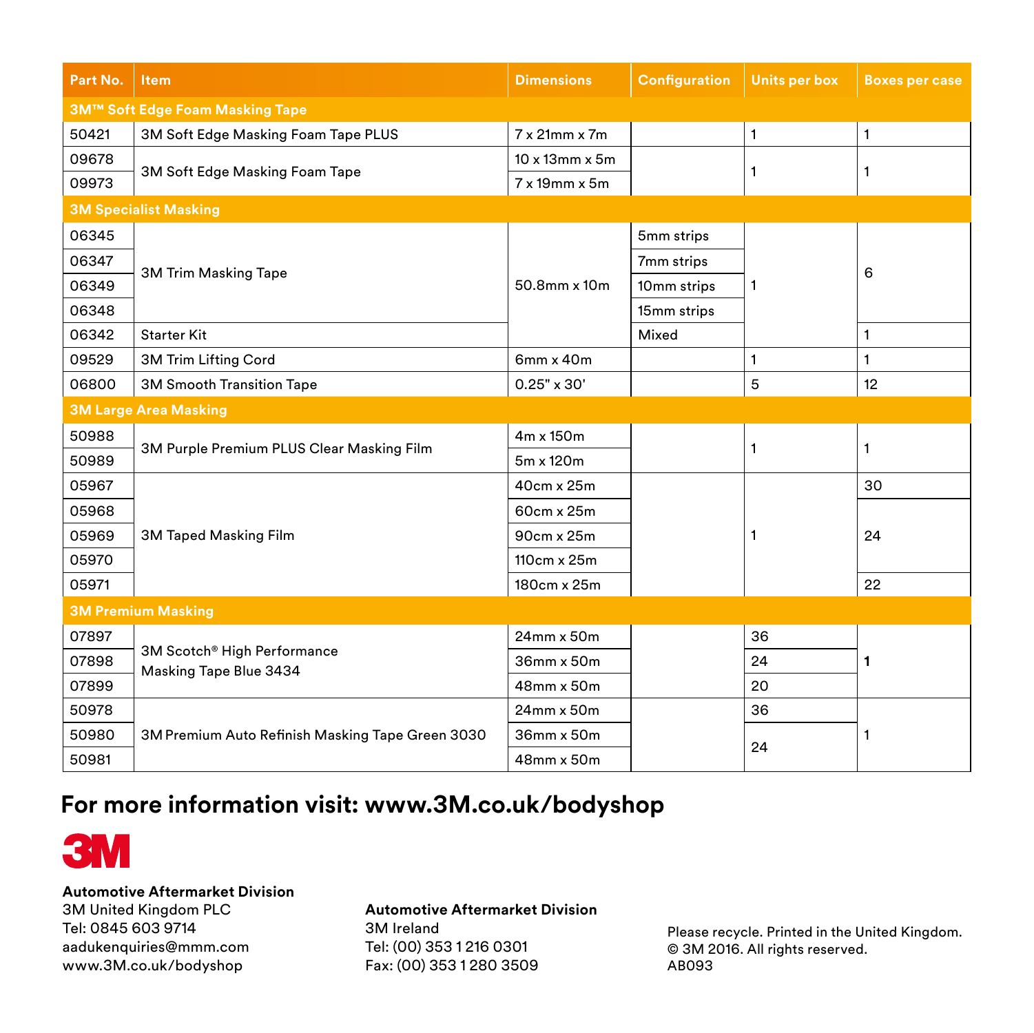| Part No. | Item | Dimensions | Configuration | Units per box | Boxes per case |
|---|---|---|---|---|---|
| **3M™ Soft Edge Foam Masking Tape** | | | | | |
| 50421 | 3M Soft Edge Masking Foam Tape PLUS | 7 x 21mm x 7m | | 1 | 1 |
| 09678 | 3M Soft Edge Masking Foam Tape | 10 x 13mm x 5m | | 1 | 1 |
| 09973 | 3M Soft Edge Masking Foam Tape | 7 x 19mm x 5m | | 1 | 1 |
| **3M Specialist Masking** | | | | | |
| 06345 | 3M Trim Masking Tape | 50.8mm x 10m | 5mm strips | 1 | 6 |
| 06347 | 3M Trim Masking Tape | 50.8mm x 10m | 7mm strips | 1 | 6 |
| 06349 | 3M Trim Masking Tape | 50.8mm x 10m | 10mm strips | 1 | 6 |
| 06348 | 3M Trim Masking Tape | 50.8mm x 10m | 15mm strips | 1 | 6 |
| 06342 | Starter Kit | 50.8mm x 10m | Mixed | 1 | 1 |
| 09529 | 3M Trim Lifting Cord | 6mm x 40m | | 1 | 1 |
| 06800 | 3M Smooth Transition Tape | 0.25" x 30' | | 5 | 12 |
| **3M Large Area Masking** | | | | | |
| 50988 | 3M Purple Premium PLUS Clear Masking Film | 4m x 150m | | 1 | 1 |
| 50989 | 3M Purple Premium PLUS Clear Masking Film | 5m x 120m | | 1 | 1 |
| 05967 | 3M Taped Masking Film | 40cm x 25m | | 1 | 30 |
| 05968 | 3M Taped Masking Film | 60cm x 25m | | 1 | 24 |
| 05969 | 3M Taped Masking Film | 90cm x 25m | | 1 | 24 |
| 05970 | 3M Taped Masking Film | 110cm x 25m | | 1 | 24 |
| 05971 | 3M Taped Masking Film | 180cm x 25m | | 1 | 22 |
| **3M Premium Masking** | | | | | |
| 07897 | 3M Scotch® High Performance Masking Tape Blue 3434 | 24mm x 50m | | 36 | 1 |
| 07898 | 3M Scotch® High Performance Masking Tape Blue 3434 | 36mm x 50m | | 24 | 1 |
| 07899 | 3M Scotch® High Performance Masking Tape Blue 3434 | 48mm x 50m | | 20 | 1 |
| 50978 | 3M Premium Auto Refinish Masking Tape Green 3030 | 24mm x 50m | | 36 | 1 |
| 50980 | 3M Premium Auto Refinish Masking Tape Green 3030 | 36mm x 50m | | 24 | 1 |
| 50981 | 3M Premium Auto Refinish Masking Tape Green 3030 | 48mm x 50m | | 24 | 1 |

## For more information visit: www.3M.co.uk/bodyshop

3M

**Automotive Aftermarket Division**
3M United Kingdom PLC
Tel: 0845 603 9714
aadukenquiries@mmm.com
www.3M.co.uk/bodyshop

**Automotive Aftermarket Division**
3M Ireland
Tel: (00) 353 1 216 0301
Fax: (00) 353 1 280 3509

Please recycle. Printed in the United Kingdom.
© 3M 2016. All rights reserved.
AB093